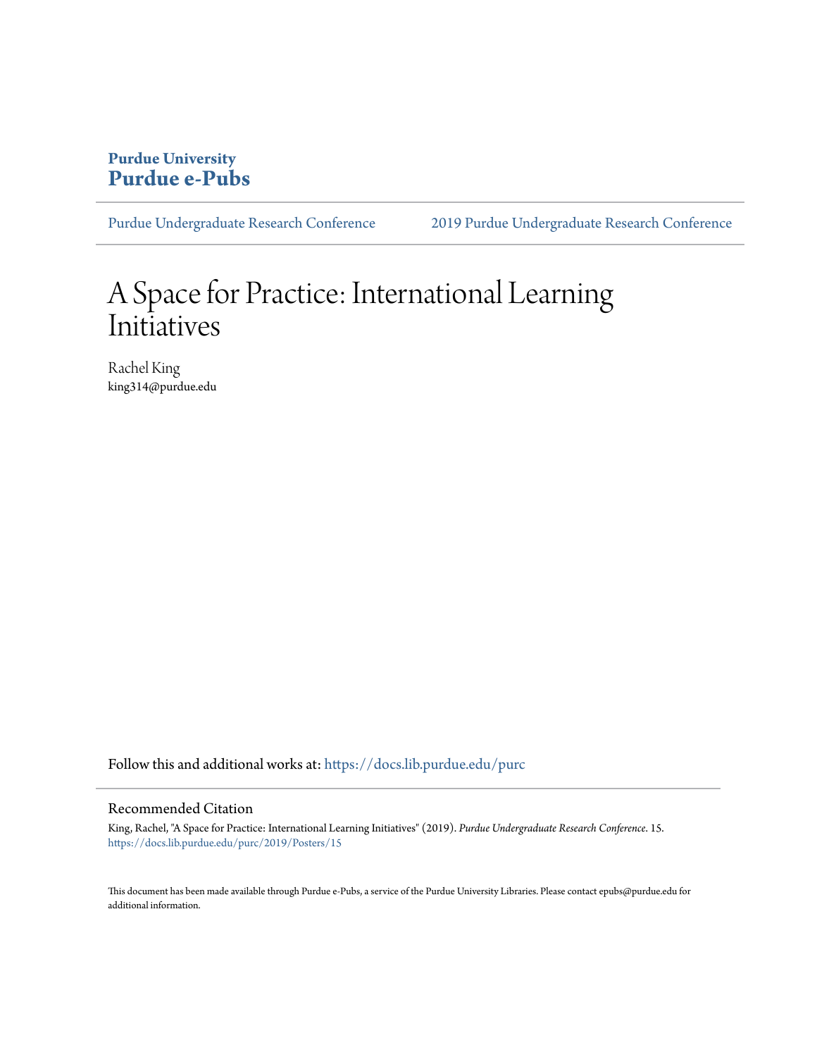**Purdue University**
**Purdue e-Pubs**

Purdue Undergraduate Research Conference | 2019 Purdue Undergraduate Research Conference

# A Space for Practice: International Learning Initiatives

Rachel King
king314@purdue.edu

Follow this and additional works at: https://docs.lib.purdue.edu/purc

## Recommended Citation

King, Rachel, "A Space for Practice: International Learning Initiatives" (2019). *Purdue Undergraduate Research Conference*. 15.
https://docs.lib.purdue.edu/purc/2019/Posters/15

This document has been made available through Purdue e-Pubs, a service of the Purdue University Libraries. Please contact epubs@purdue.edu for additional information.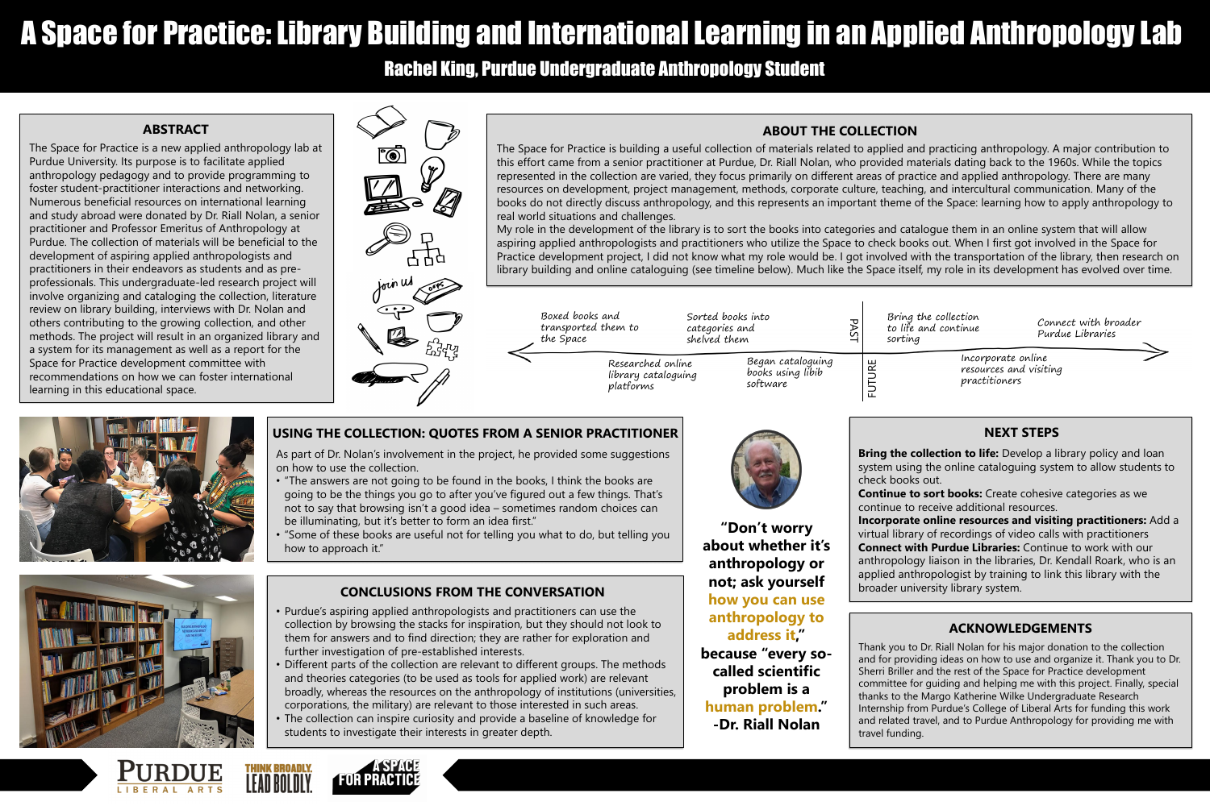# A Space for Practice: Library Building and International Learning in an Applied Anthropology Lab

## Rachel King, Purdue Undergraduate Anthropology Student

### ABSTRACT

The Space for Practice is a new applied anthropology lab at Purdue University. Its purpose is to facilitate applied anthropology pedagogy and to provide programming to foster student-practitioner interactions and networking. Numerous beneficial resources on international learning and study abroad were donated by Dr. Riall Nolan, a senior practitioner and Professor Emeritus of Anthropology at Purdue. The collection of materials will be beneficial to the development of aspiring applied anthropologists and practitioners in their endeavors as students and as pre-professionals. This undergraduate-led research project will involve organizing and cataloging the collection, literature review on library building, interviews with Dr. Nolan and others contributing to the growing collection, and other methods. The project will result in an organized library and a system for its management as well as a report for the Space for Practice development committee with recommendations on how we can foster international learning in this educational space.

### ABOUT THE COLLECTION

The Space for Practice is building a useful collection of materials related to applied and practicing anthropology. A major contribution to this effort came from a senior practitioner at Purdue, Dr. Riall Nolan, who provided materials dating back to the 1960s. While the topics represented in the collection are varied, they focus primarily on different areas of practice and applied anthropology. There are many resources on development, project management, methods, corporate culture, teaching, and intercultural communication. Many of the books do not directly discuss anthropology, and this represents an important theme of the Space: learning how to apply anthropology to real world situations and challenges.

My role in the development of the library is to sort the books into categories and catalogue them in an online system that will allow aspiring applied anthropologists and practitioners who utilize the Space to check books out. When I first got involved in the Space for Practice development project, I did not know what my role would be. I got involved with the transportation of the library, then research on library building and online cataloguing (see timeline below). Much like the Space itself, my role in its development has evolved over time.

PAST

- Boxed books and transported them to the Space
- Researched online library cataloguing platforms
- Sorted books into categories and shelved them
- Began cataloguing books using libib software

FUTURE

- Bring the collection to life and continue sorting
- Incorporate online resources and visiting practitioners
- Connect with broader Purdue Libraries

### USING THE COLLECTION: QUOTES FROM A SENIOR PRACTITIONER

As part of Dr. Nolan's involvement in the project, he provided some suggestions on how to use the collection.

- "The answers are not going to be found in the books, I think the books are going to be the things you go to after you've figured out a few things. That's not to say that browsing isn't a good idea – sometimes random choices can be illuminating, but it's better to form an idea first."
- "Some of these books are useful not for telling you what to do, but telling you how to approach it."

### CONCLUSIONS FROM THE CONVERSATION

- Purdue's aspiring applied anthropologists and practitioners can use the collection by browsing the stacks for inspiration, but they should not look to them for answers and to find direction; they are rather for exploration and further investigation of pre-established interests.
- Different parts of the collection are relevant to different groups. The methods and theories categories (to be used as tools for applied work) are relevant broadly, whereas the resources on the anthropology of institutions (universities, corporations, the military) are relevant to those interested in such areas.
- The collection can inspire curiosity and provide a baseline of knowledge for students to investigate their interests in greater depth.

**"Don't worry about whether it's anthropology or not; ask yourself how you can use anthropology to address it," because "every so-called scientific problem is a human problem." -Dr. Riall Nolan**

### NEXT STEPS

**Bring the collection to life:** Develop a library policy and loan system using the online cataloguing system to allow students to check books out.

**Continue to sort books:** Create cohesive categories as we continue to receive additional resources.

**Incorporate online resources and visiting practitioners:** Add a virtual library of recordings of video calls with practitioners

**Connect with Purdue Libraries:** Continue to work with our anthropology liaison in the libraries, Dr. Kendall Roark, who is an applied anthropologist by training to link this library with the broader university library system.

### ACKNOWLEDGEMENTS

Thank you to Dr. Riall Nolan for his major donation to the collection and for providing ideas on how to use and organize it. Thank you to Dr. Sherri Briller and the rest of the Space for Practice development committee for guiding and helping me with this project. Finally, special thanks to the Margo Katherine Wilke Undergraduate Research Internship from Purdue's College of Liberal Arts for funding this work and related travel, and to Purdue Anthropology for providing me with travel funding.